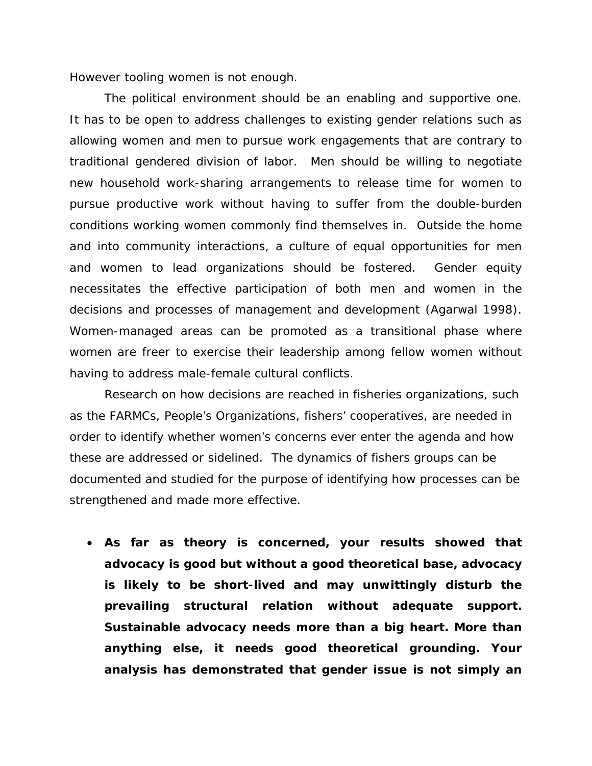However tooling women is not enough.

The political environment should be an enabling and supportive one. It has to be open to address challenges to existing gender relations such as allowing women and men to pursue work engagements that are contrary to traditional gendered division of labor. Men should be willing to negotiate new household work-sharing arrangements to release time for women to pursue productive work without having to suffer from the double-burden conditions working women commonly find themselves in. Outside the home and into community interactions, a culture of equal opportunities for men and women to lead organizations should be fostered. Gender equity necessitates the effective participation of both men and women in the decisions and processes of management and development (Agarwal 1998). Women-managed areas can be promoted as a transitional phase where women are freer to exercise their leadership among fellow women without having to address male-female cultural conflicts.

Research on how decisions are reached in fisheries organizations, such as the FARMCs, People's Organizations, fishers' cooperatives, are needed in order to identify whether women's concerns ever enter the agenda and how these are addressed or sidelined. The dynamics of fishers groups can be documented and studied for the purpose of identifying how processes can be strengthened and made more effective.

- **As far as theory is concerned, your results showed that advocacy is good but without a good theoretical base, advocacy is likely to be short-lived and may unwittingly disturb the prevailing structural relation without adequate support. Sustainable advocacy needs more than a big heart. More than anything else, it needs good theoretical grounding. Your analysis has demonstrated that gender issue is not simply an**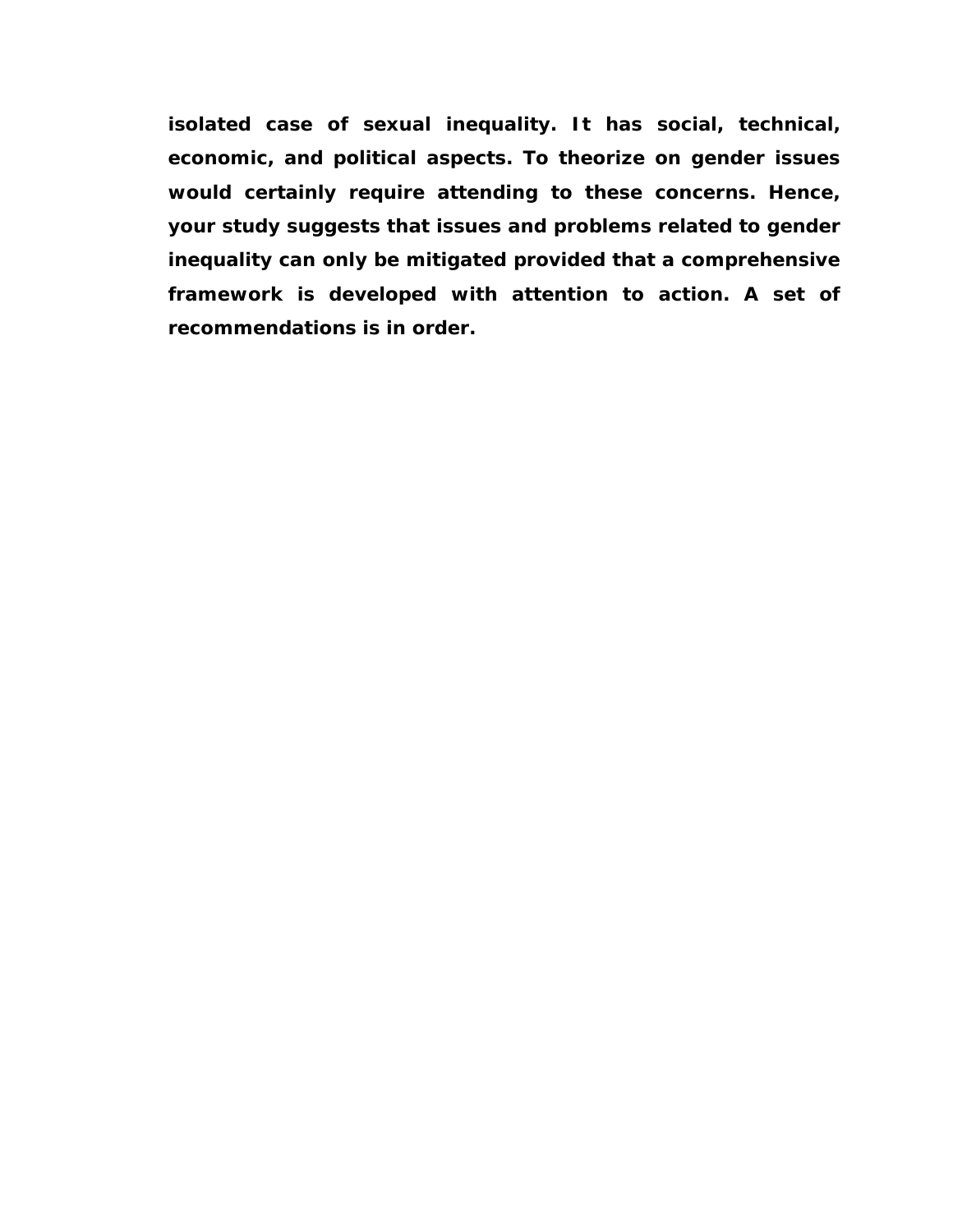**isolated case of sexual inequality. It has social, technical, economic, and political aspects. To theorize on gender issues would certainly require attending to these concerns. Hence, your study suggests that issues and problems related to gender inequality can only be mitigated provided that a comprehensive framework is developed with attention to action. A set of recommendations is in order.**